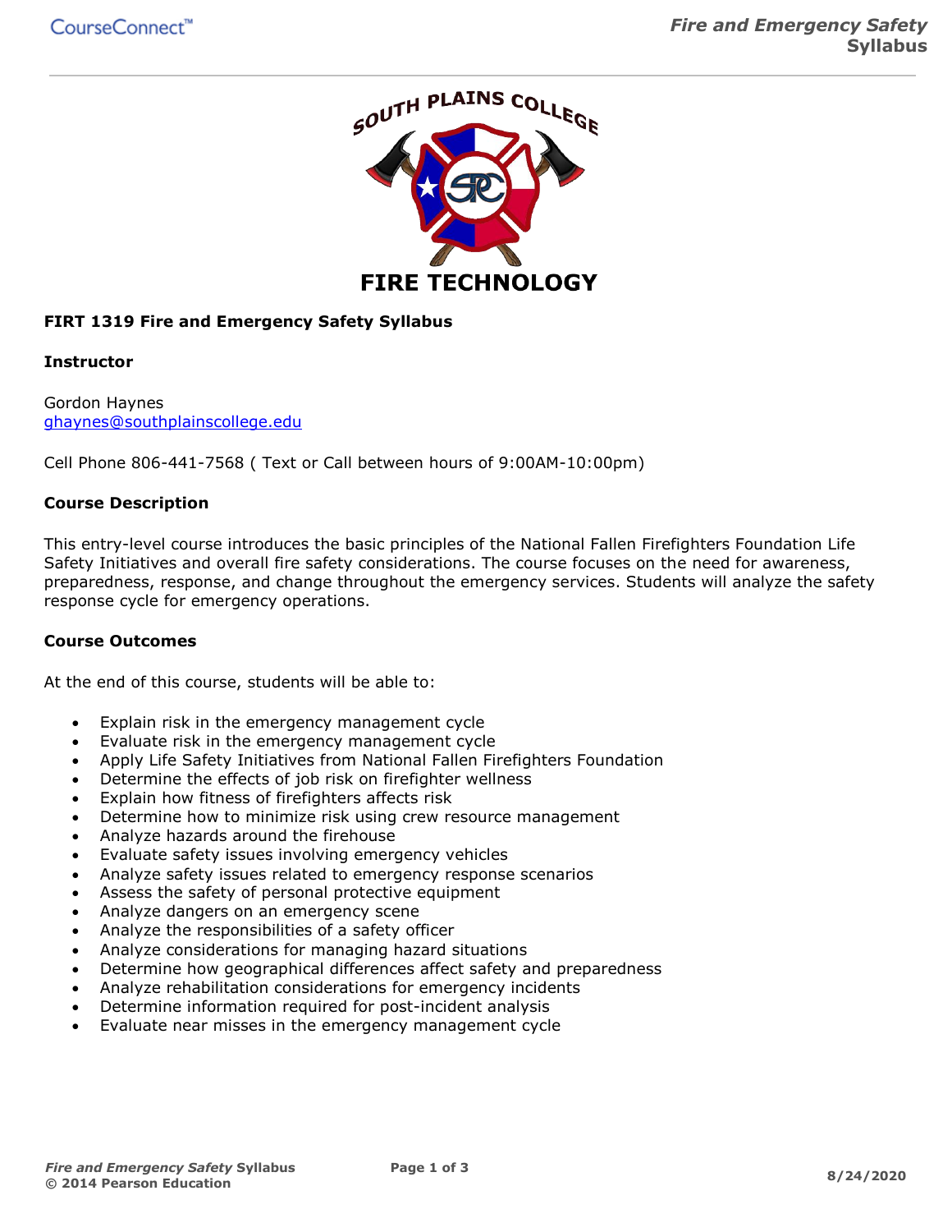# FIRT 1319 Fire and Emergency Safety Syllabus

## Instructor

Gordon Haynes
ghaynes@southplainscollege.edu

Cell Phone 806-441-7568 ( Text or Call between hours of 9:00AM-10:00pm)

## Course Description

This entry-level course introduces the basic principles of the National Fallen Firefighters Foundation Life Safety Initiatives and overall fire safety considerations. The course focuses on the need for awareness, preparedness, response, and change throughout the emergency services. Students will analyze the safety response cycle for emergency operations.

## Course Outcomes

At the end of this course, students will be able to:

- Explain risk in the emergency management cycle
- Evaluate risk in the emergency management cycle
- Apply Life Safety Initiatives from National Fallen Firefighters Foundation
- Determine the effects of job risk on firefighter wellness
- Explain how fitness of firefighters affects risk
- Determine how to minimize risk using crew resource management
- Analyze hazards around the firehouse
- Evaluate safety issues involving emergency vehicles
- Analyze safety issues related to emergency response scenarios
- Assess the safety of personal protective equipment
- Analyze dangers on an emergency scene
- Analyze the responsibilities of a safety officer
- Analyze considerations for managing hazard situations
- Determine how geographical differences affect safety and preparedness
- Analyze rehabilitation considerations for emergency incidents
- Determine information required for post-incident analysis
- Evaluate near misses in the emergency management cycle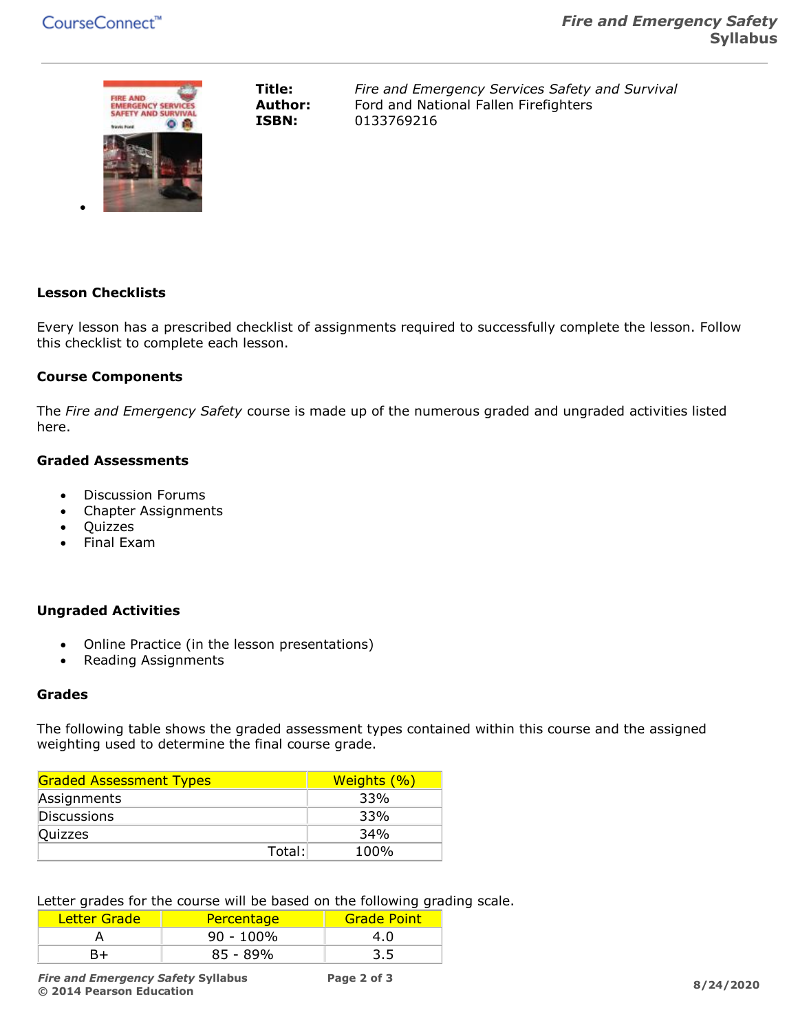**Title:** *Fire and Emergency Services Safety and Survival*
**Author:** Ford and National Fallen Firefighters
**ISBN:** 0133769216

### Lesson Checklists

Every lesson has a prescribed checklist of assignments required to successfully complete the lesson. Follow this checklist to complete each lesson.

### Course Components

The *Fire and Emergency Safety* course is made up of the numerous graded and ungraded activities listed here.

### Graded Assessments

- Discussion Forums
- Chapter Assignments
- Quizzes
- Final Exam

### Ungraded Activities

- Online Practice (in the lesson presentations)
- Reading Assignments

### Grades

The following table shows the graded assessment types contained within this course and the assigned weighting used to determine the final course grade.

| Graded Assessment Types | Weights (%) |
|---|---|
| Assignments | 33% |
| Discussions | 33% |
| Quizzes | 34% |
| Total: | 100% |

Letter grades for the course will be based on the following grading scale.

| Letter Grade | Percentage | Grade Point |
|---|---|---|
| A | 90 - 100% | 4.0 |
| B+ | 85 - 89% | 3.5 |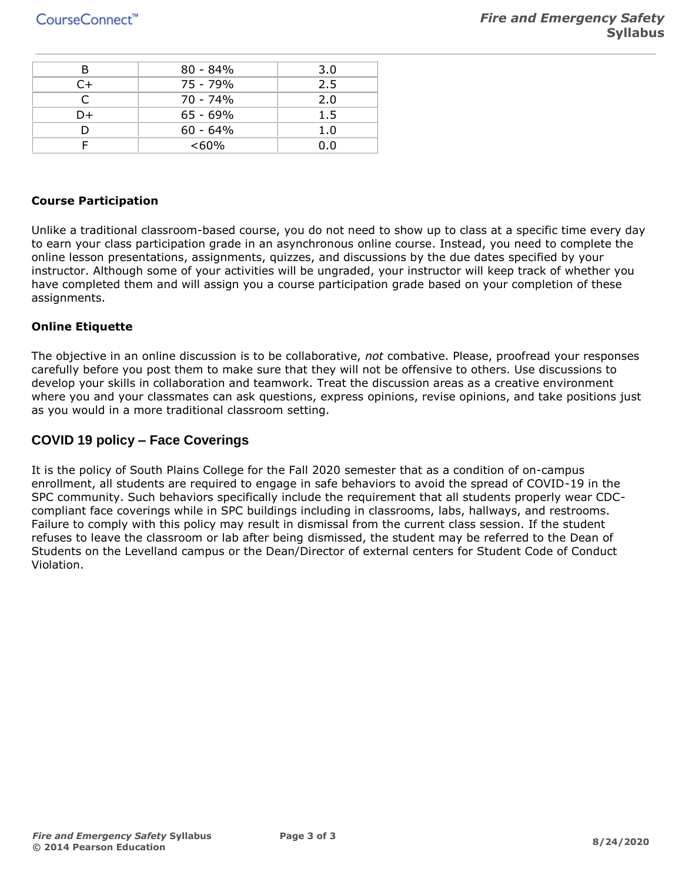| | | |
|---|---|---|
| B | 80 - 84% | 3.0 |
| C+ | 75 - 79% | 2.5 |
| C | 70 - 74% | 2.0 |
| D+ | 65 - 69% | 1.5 |
| D | 60 - 64% | 1.0 |
| F | <60% | 0.0 |

**Course Participation**

Unlike a traditional classroom-based course, you do not need to show up to class at a specific time every day to earn your class participation grade in an asynchronous online course. Instead, you need to complete the online lesson presentations, assignments, quizzes, and discussions by the due dates specified by your instructor. Although some of your activities will be ungraded, your instructor will keep track of whether you have completed them and will assign you a course participation grade based on your completion of these assignments.

**Online Etiquette**

The objective in an online discussion is to be collaborative, *not* combative. Please, proofread your responses carefully before you post them to make sure that they will not be offensive to others. Use discussions to develop your skills in collaboration and teamwork. Treat the discussion areas as a creative environment where you and your classmates can ask questions, express opinions, revise opinions, and take positions just as you would in a more traditional classroom setting.

## COVID 19 policy – Face Coverings

It is the policy of South Plains College for the Fall 2020 semester that as a condition of on-campus enrollment, all students are required to engage in safe behaviors to avoid the spread of COVID-19 in the SPC community. Such behaviors specifically include the requirement that all students properly wear CDC-compliant face coverings while in SPC buildings including in classrooms, labs, hallways, and restrooms. Failure to comply with this policy may result in dismissal from the current class session. If the student refuses to leave the classroom or lab after being dismissed, the student may be referred to the Dean of Students on the Levelland campus or the Dean/Director of external centers for Student Code of Conduct Violation.